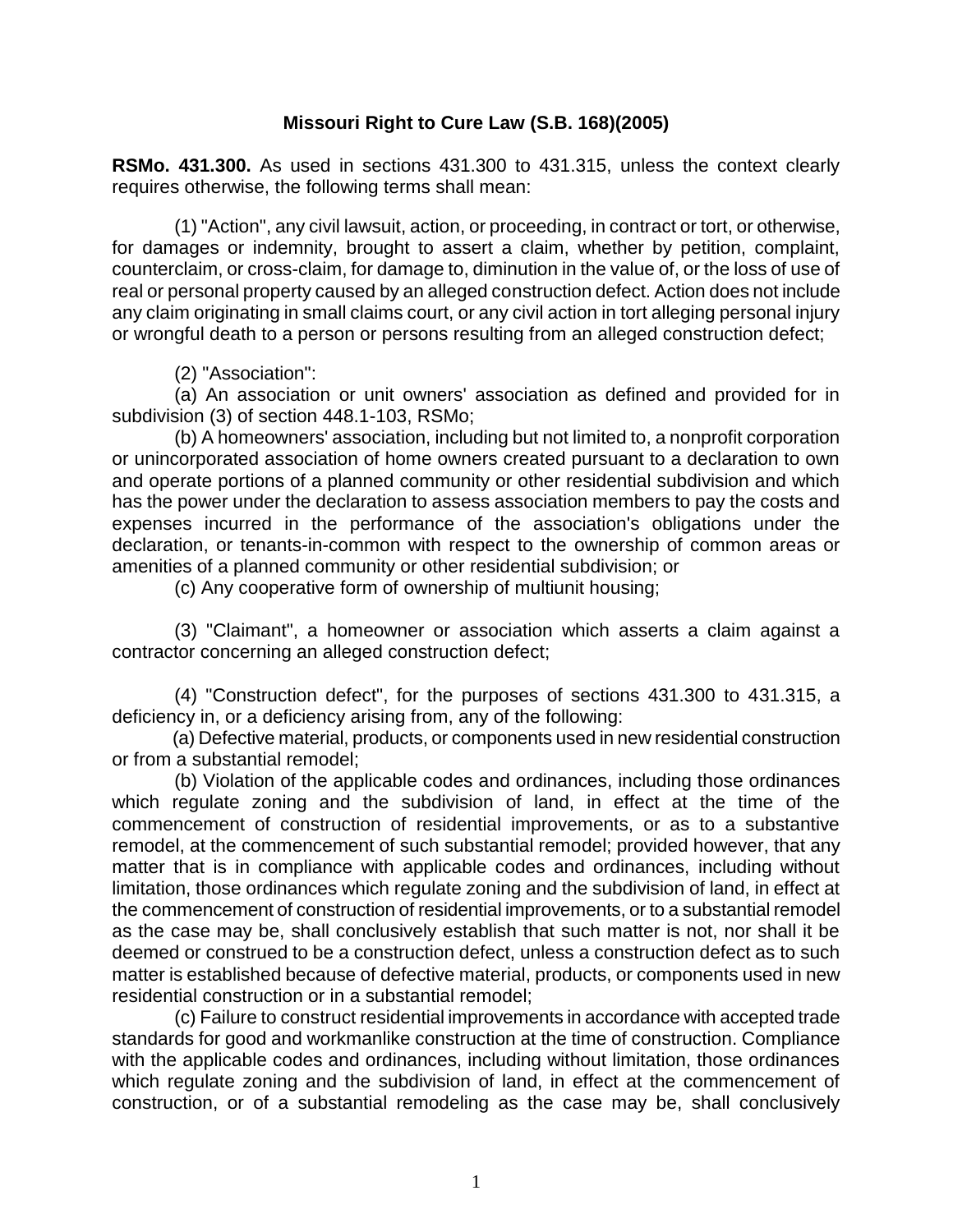# Missouri Right to Cure Law (S.B. 168)(2005)

**RSMo. 431.300.** As used in sections 431.300 to 431.315, unless the context clearly requires otherwise, the following terms shall mean:

(1) "Action", any civil lawsuit, action, or proceeding, in contract or tort, or otherwise, for damages or indemnity, brought to assert a claim, whether by petition, complaint, counterclaim, or cross-claim, for damage to, diminution in the value of, or the loss of use of real or personal property caused by an alleged construction defect. Action does not include any claim originating in small claims court, or any civil action in tort alleging personal injury or wrongful death to a person or persons resulting from an alleged construction defect;

(2) "Association":

(a) An association or unit owners' association as defined and provided for in subdivision (3) of section 448.1-103, RSMo;

(b) A homeowners' association, including but not limited to, a nonprofit corporation or unincorporated association of home owners created pursuant to a declaration to own and operate portions of a planned community or other residential subdivision and which has the power under the declaration to assess association members to pay the costs and expenses incurred in the performance of the association's obligations under the declaration, or tenants-in-common with respect to the ownership of common areas or amenities of a planned community or other residential subdivision; or

(c) Any cooperative form of ownership of multiunit housing;

(3) "Claimant", a homeowner or association which asserts a claim against a contractor concerning an alleged construction defect;

(4) "Construction defect", for the purposes of sections 431.300 to 431.315, a deficiency in, or a deficiency arising from, any of the following:

(a) Defective material, products, or components used in new residential construction or from a substantial remodel;

(b) Violation of the applicable codes and ordinances, including those ordinances which regulate zoning and the subdivision of land, in effect at the time of the commencement of construction of residential improvements, or as to a substantive remodel, at the commencement of such substantial remodel; provided however, that any matter that is in compliance with applicable codes and ordinances, including without limitation, those ordinances which regulate zoning and the subdivision of land, in effect at the commencement of construction of residential improvements, or to a substantial remodel as the case may be, shall conclusively establish that such matter is not, nor shall it be deemed or construed to be a construction defect, unless a construction defect as to such matter is established because of defective material, products, or components used in new residential construction or in a substantial remodel;

(c) Failure to construct residential improvements in accordance with accepted trade standards for good and workmanlike construction at the time of construction. Compliance with the applicable codes and ordinances, including without limitation, those ordinances which regulate zoning and the subdivision of land, in effect at the commencement of construction, or of a substantial remodeling as the case may be, shall conclusively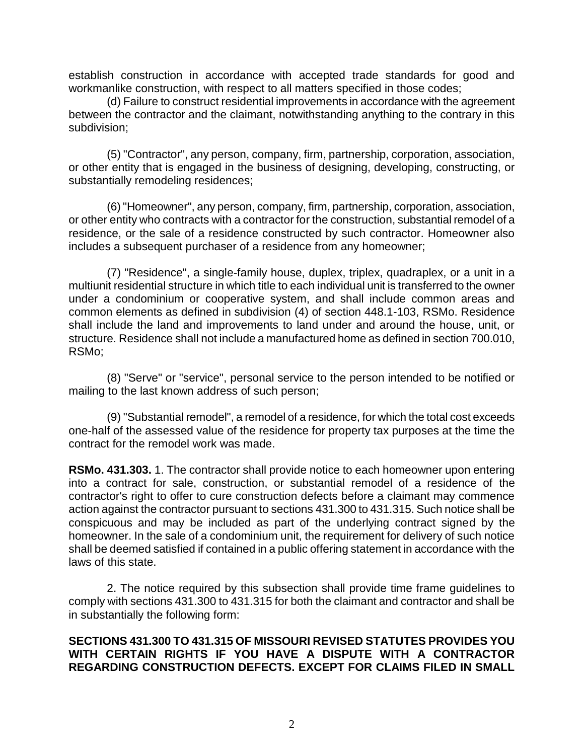establish construction in accordance with accepted trade standards for good and workmanlike construction, with respect to all matters specified in those codes;

(d) Failure to construct residential improvements in accordance with the agreement between the contractor and the claimant, notwithstanding anything to the contrary in this subdivision;

(5) "Contractor", any person, company, firm, partnership, corporation, association, or other entity that is engaged in the business of designing, developing, constructing, or substantially remodeling residences;

(6) "Homeowner", any person, company, firm, partnership, corporation, association, or other entity who contracts with a contractor for the construction, substantial remodel of a residence, or the sale of a residence constructed by such contractor. Homeowner also includes a subsequent purchaser of a residence from any homeowner;

(7) "Residence", a single-family house, duplex, triplex, quadraplex, or a unit in a multiunit residential structure in which title to each individual unit is transferred to the owner under a condominium or cooperative system, and shall include common areas and common elements as defined in subdivision (4) of section 448.1-103, RSMo. Residence shall include the land and improvements to land under and around the house, unit, or structure. Residence shall not include a manufactured home as defined in section 700.010, RSMo;

(8) "Serve" or "service", personal service to the person intended to be notified or mailing to the last known address of such person;

(9) "Substantial remodel", a remodel of a residence, for which the total cost exceeds one-half of the assessed value of the residence for property tax purposes at the time the contract for the remodel work was made.

**RSMo. 431.303.** 1. The contractor shall provide notice to each homeowner upon entering into a contract for sale, construction, or substantial remodel of a residence of the contractor's right to offer to cure construction defects before a claimant may commence action against the contractor pursuant to sections 431.300 to 431.315. Such notice shall be conspicuous and may be included as part of the underlying contract signed by the homeowner. In the sale of a condominium unit, the requirement for delivery of such notice shall be deemed satisfied if contained in a public offering statement in accordance with the laws of this state.

2. The notice required by this subsection shall provide time frame guidelines to comply with sections 431.300 to 431.315 for both the claimant and contractor and shall be in substantially the following form:

**SECTIONS 431.300 TO 431.315 OF MISSOURI REVISED STATUTES PROVIDES YOU WITH CERTAIN RIGHTS IF YOU HAVE A DISPUTE WITH A CONTRACTOR REGARDING CONSTRUCTION DEFECTS. EXCEPT FOR CLAIMS FILED IN SMALL**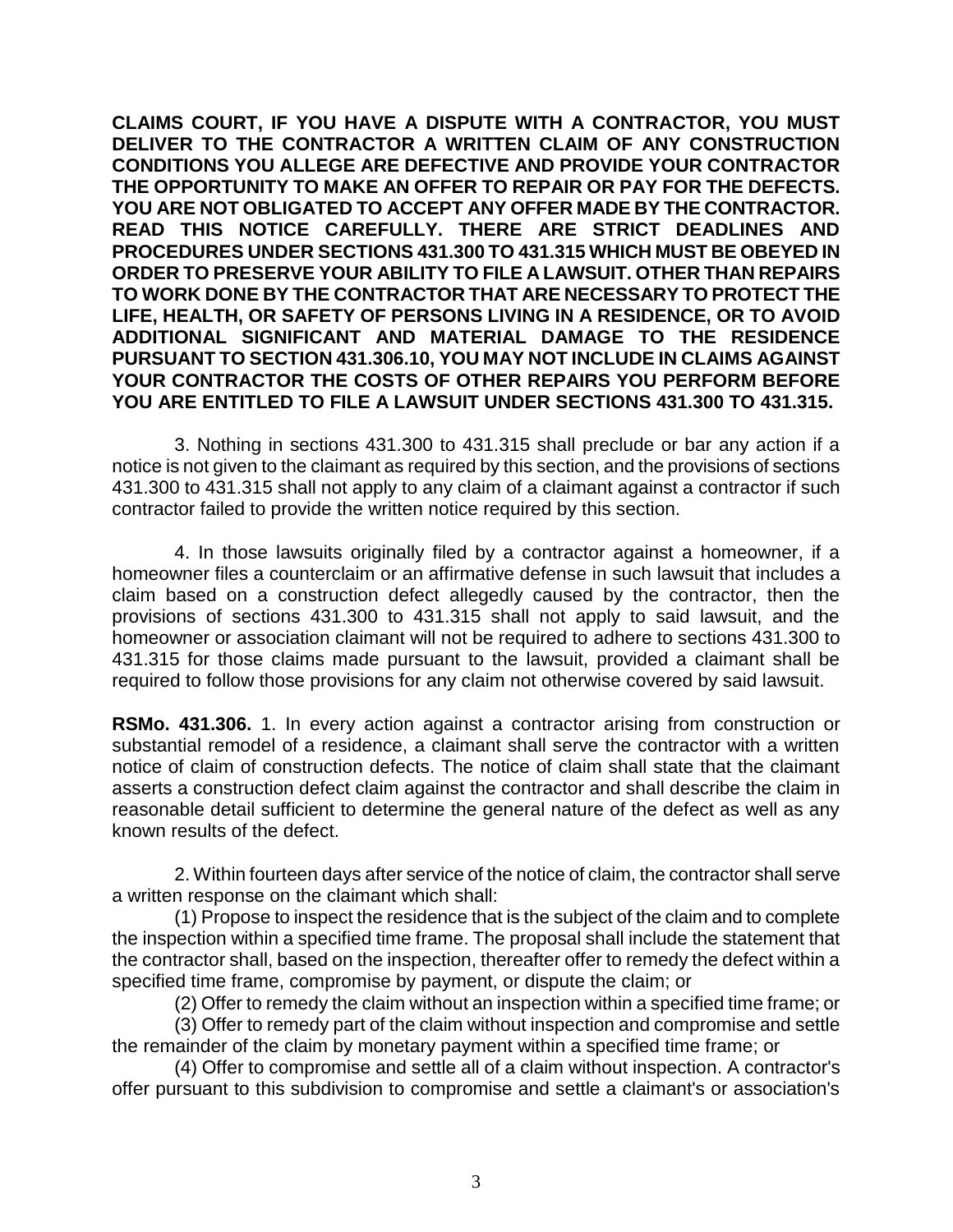**CLAIMS COURT, IF YOU HAVE A DISPUTE WITH A CONTRACTOR, YOU MUST DELIVER TO THE CONTRACTOR A WRITTEN CLAIM OF ANY CONSTRUCTION CONDITIONS YOU ALLEGE ARE DEFECTIVE AND PROVIDE YOUR CONTRACTOR THE OPPORTUNITY TO MAKE AN OFFER TO REPAIR OR PAY FOR THE DEFECTS. YOU ARE NOT OBLIGATED TO ACCEPT ANY OFFER MADE BY THE CONTRACTOR. READ THIS NOTICE CAREFULLY. THERE ARE STRICT DEADLINES AND PROCEDURES UNDER SECTIONS 431.300 TO 431.315 WHICH MUST BE OBEYED IN ORDER TO PRESERVE YOUR ABILITY TO FILE A LAWSUIT. OTHER THAN REPAIRS TO WORK DONE BY THE CONTRACTOR THAT ARE NECESSARY TO PROTECT THE LIFE, HEALTH, OR SAFETY OF PERSONS LIVING IN A RESIDENCE, OR TO AVOID ADDITIONAL SIGNIFICANT AND MATERIAL DAMAGE TO THE RESIDENCE PURSUANT TO SECTION 431.306.10, YOU MAY NOT INCLUDE IN CLAIMS AGAINST YOUR CONTRACTOR THE COSTS OF OTHER REPAIRS YOU PERFORM BEFORE YOU ARE ENTITLED TO FILE A LAWSUIT UNDER SECTIONS 431.300 TO 431.315.**

3. Nothing in sections 431.300 to 431.315 shall preclude or bar any action if a notice is not given to the claimant as required by this section, and the provisions of sections 431.300 to 431.315 shall not apply to any claim of a claimant against a contractor if such contractor failed to provide the written notice required by this section.

4. In those lawsuits originally filed by a contractor against a homeowner, if a homeowner files a counterclaim or an affirmative defense in such lawsuit that includes a claim based on a construction defect allegedly caused by the contractor, then the provisions of sections 431.300 to 431.315 shall not apply to said lawsuit, and the homeowner or association claimant will not be required to adhere to sections 431.300 to 431.315 for those claims made pursuant to the lawsuit, provided a claimant shall be required to follow those provisions for any claim not otherwise covered by said lawsuit.

**RSMo. 431.306.** 1. In every action against a contractor arising from construction or substantial remodel of a residence, a claimant shall serve the contractor with a written notice of claim of construction defects. The notice of claim shall state that the claimant asserts a construction defect claim against the contractor and shall describe the claim in reasonable detail sufficient to determine the general nature of the defect as well as any known results of the defect.

2. Within fourteen days after service of the notice of claim, the contractor shall serve a written response on the claimant which shall:

(1) Propose to inspect the residence that is the subject of the claim and to complete the inspection within a specified time frame. The proposal shall include the statement that the contractor shall, based on the inspection, thereafter offer to remedy the defect within a specified time frame, compromise by payment, or dispute the claim; or

(2) Offer to remedy the claim without an inspection within a specified time frame; or

(3) Offer to remedy part of the claim without inspection and compromise and settle the remainder of the claim by monetary payment within a specified time frame; or

(4) Offer to compromise and settle all of a claim without inspection. A contractor's offer pursuant to this subdivision to compromise and settle a claimant's or association's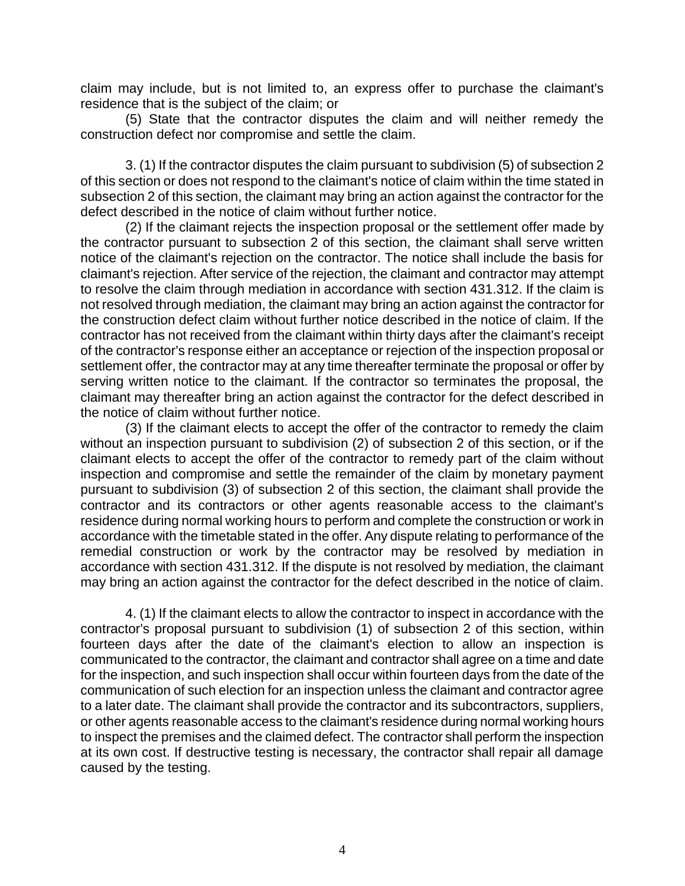claim may include, but is not limited to, an express offer to purchase the claimant's residence that is the subject of the claim; or

(5) State that the contractor disputes the claim and will neither remedy the construction defect nor compromise and settle the claim.

3. (1) If the contractor disputes the claim pursuant to subdivision (5) of subsection 2 of this section or does not respond to the claimant's notice of claim within the time stated in subsection 2 of this section, the claimant may bring an action against the contractor for the defect described in the notice of claim without further notice.

(2) If the claimant rejects the inspection proposal or the settlement offer made by the contractor pursuant to subsection 2 of this section, the claimant shall serve written notice of the claimant's rejection on the contractor. The notice shall include the basis for claimant's rejection. After service of the rejection, the claimant and contractor may attempt to resolve the claim through mediation in accordance with section 431.312. If the claim is not resolved through mediation, the claimant may bring an action against the contractor for the construction defect claim without further notice described in the notice of claim. If the contractor has not received from the claimant within thirty days after the claimant's receipt of the contractor's response either an acceptance or rejection of the inspection proposal or settlement offer, the contractor may at any time thereafter terminate the proposal or offer by serving written notice to the claimant. If the contractor so terminates the proposal, the claimant may thereafter bring an action against the contractor for the defect described in the notice of claim without further notice.

(3) If the claimant elects to accept the offer of the contractor to remedy the claim without an inspection pursuant to subdivision (2) of subsection 2 of this section, or if the claimant elects to accept the offer of the contractor to remedy part of the claim without inspection and compromise and settle the remainder of the claim by monetary payment pursuant to subdivision (3) of subsection 2 of this section, the claimant shall provide the contractor and its contractors or other agents reasonable access to the claimant's residence during normal working hours to perform and complete the construction or work in accordance with the timetable stated in the offer. Any dispute relating to performance of the remedial construction or work by the contractor may be resolved by mediation in accordance with section 431.312. If the dispute is not resolved by mediation, the claimant may bring an action against the contractor for the defect described in the notice of claim.

4. (1) If the claimant elects to allow the contractor to inspect in accordance with the contractor's proposal pursuant to subdivision (1) of subsection 2 of this section, within fourteen days after the date of the claimant's election to allow an inspection is communicated to the contractor, the claimant and contractor shall agree on a time and date for the inspection, and such inspection shall occur within fourteen days from the date of the communication of such election for an inspection unless the claimant and contractor agree to a later date. The claimant shall provide the contractor and its subcontractors, suppliers, or other agents reasonable access to the claimant's residence during normal working hours to inspect the premises and the claimed defect. The contractor shall perform the inspection at its own cost. If destructive testing is necessary, the contractor shall repair all damage caused by the testing.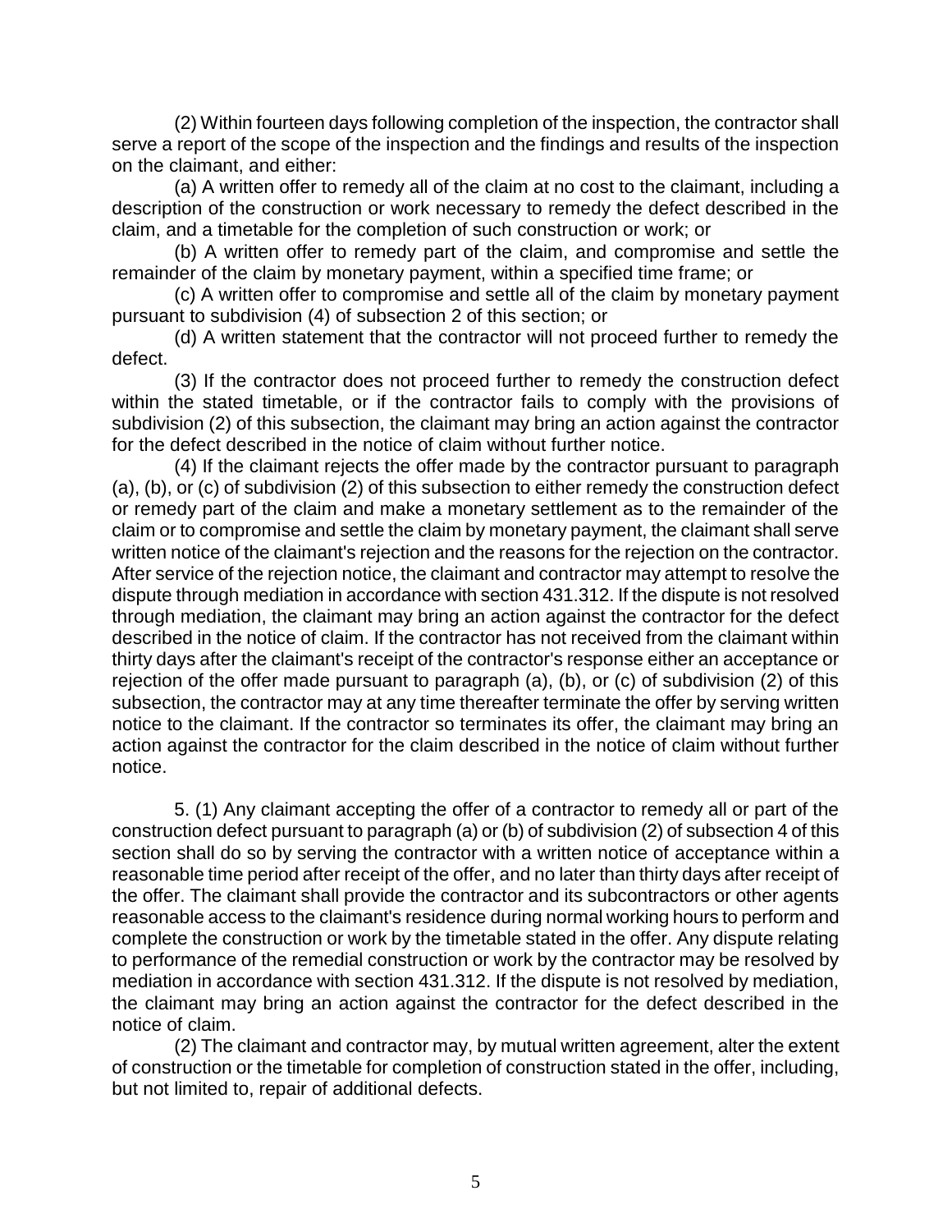(2) Within fourteen days following completion of the inspection, the contractor shall serve a report of the scope of the inspection and the findings and results of the inspection on the claimant, and either:

(a) A written offer to remedy all of the claim at no cost to the claimant, including a description of the construction or work necessary to remedy the defect described in the claim, and a timetable for the completion of such construction or work; or

(b) A written offer to remedy part of the claim, and compromise and settle the remainder of the claim by monetary payment, within a specified time frame; or

(c) A written offer to compromise and settle all of the claim by monetary payment pursuant to subdivision (4) of subsection 2 of this section; or

(d) A written statement that the contractor will not proceed further to remedy the defect.

(3) If the contractor does not proceed further to remedy the construction defect within the stated timetable, or if the contractor fails to comply with the provisions of subdivision (2) of this subsection, the claimant may bring an action against the contractor for the defect described in the notice of claim without further notice.

(4) If the claimant rejects the offer made by the contractor pursuant to paragraph (a), (b), or (c) of subdivision (2) of this subsection to either remedy the construction defect or remedy part of the claim and make a monetary settlement as to the remainder of the claim or to compromise and settle the claim by monetary payment, the claimant shall serve written notice of the claimant's rejection and the reasons for the rejection on the contractor. After service of the rejection notice, the claimant and contractor may attempt to resolve the dispute through mediation in accordance with section 431.312. If the dispute is not resolved through mediation, the claimant may bring an action against the contractor for the defect described in the notice of claim. If the contractor has not received from the claimant within thirty days after the claimant's receipt of the contractor's response either an acceptance or rejection of the offer made pursuant to paragraph (a), (b), or (c) of subdivision (2) of this subsection, the contractor may at any time thereafter terminate the offer by serving written notice to the claimant. If the contractor so terminates its offer, the claimant may bring an action against the contractor for the claim described in the notice of claim without further notice.

5. (1) Any claimant accepting the offer of a contractor to remedy all or part of the construction defect pursuant to paragraph (a) or (b) of subdivision (2) of subsection 4 of this section shall do so by serving the contractor with a written notice of acceptance within a reasonable time period after receipt of the offer, and no later than thirty days after receipt of the offer. The claimant shall provide the contractor and its subcontractors or other agents reasonable access to the claimant's residence during normal working hours to perform and complete the construction or work by the timetable stated in the offer. Any dispute relating to performance of the remedial construction or work by the contractor may be resolved by mediation in accordance with section 431.312. If the dispute is not resolved by mediation, the claimant may bring an action against the contractor for the defect described in the notice of claim.

(2) The claimant and contractor may, by mutual written agreement, alter the extent of construction or the timetable for completion of construction stated in the offer, including, but not limited to, repair of additional defects.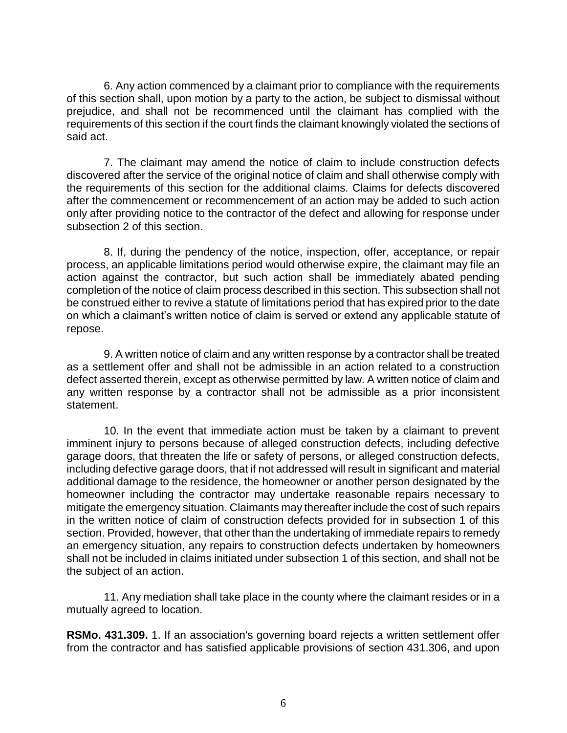6. Any action commenced by a claimant prior to compliance with the requirements of this section shall, upon motion by a party to the action, be subject to dismissal without prejudice, and shall not be recommenced until the claimant has complied with the requirements of this section if the court finds the claimant knowingly violated the sections of said act.

7. The claimant may amend the notice of claim to include construction defects discovered after the service of the original notice of claim and shall otherwise comply with the requirements of this section for the additional claims. Claims for defects discovered after the commencement or recommencement of an action may be added to such action only after providing notice to the contractor of the defect and allowing for response under subsection 2 of this section.

8. If, during the pendency of the notice, inspection, offer, acceptance, or repair process, an applicable limitations period would otherwise expire, the claimant may file an action against the contractor, but such action shall be immediately abated pending completion of the notice of claim process described in this section. This subsection shall not be construed either to revive a statute of limitations period that has expired prior to the date on which a claimant's written notice of claim is served or extend any applicable statute of repose.

9. A written notice of claim and any written response by a contractor shall be treated as a settlement offer and shall not be admissible in an action related to a construction defect asserted therein, except as otherwise permitted by law. A written notice of claim and any written response by a contractor shall not be admissible as a prior inconsistent statement.

10. In the event that immediate action must be taken by a claimant to prevent imminent injury to persons because of alleged construction defects, including defective garage doors, that threaten the life or safety of persons, or alleged construction defects, including defective garage doors, that if not addressed will result in significant and material additional damage to the residence, the homeowner or another person designated by the homeowner including the contractor may undertake reasonable repairs necessary to mitigate the emergency situation. Claimants may thereafter include the cost of such repairs in the written notice of claim of construction defects provided for in subsection 1 of this section. Provided, however, that other than the undertaking of immediate repairs to remedy an emergency situation, any repairs to construction defects undertaken by homeowners shall not be included in claims initiated under subsection 1 of this section, and shall not be the subject of an action.

11. Any mediation shall take place in the county where the claimant resides or in a mutually agreed to location.

**RSMo. 431.309.** 1. If an association's governing board rejects a written settlement offer from the contractor and has satisfied applicable provisions of section 431.306, and upon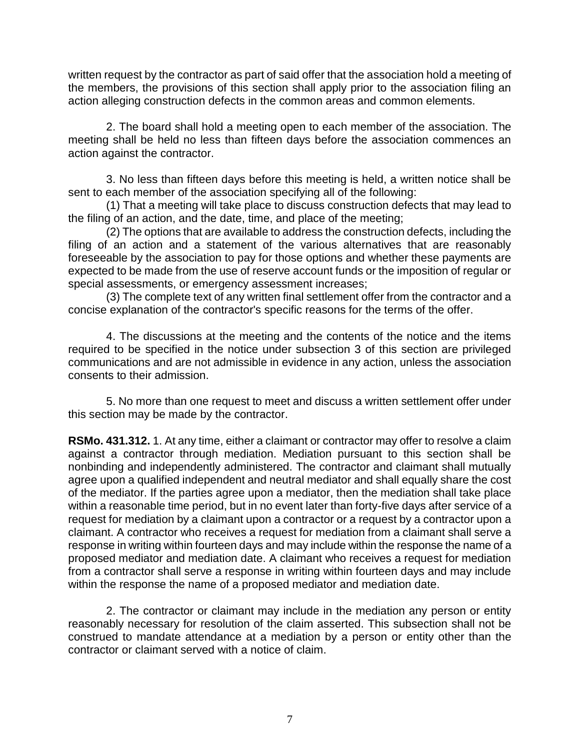written request by the contractor as part of said offer that the association hold a meeting of the members, the provisions of this section shall apply prior to the association filing an action alleging construction defects in the common areas and common elements.

2. The board shall hold a meeting open to each member of the association. The meeting shall be held no less than fifteen days before the association commences an action against the contractor.

3. No less than fifteen days before this meeting is held, a written notice shall be sent to each member of the association specifying all of the following:

(1) That a meeting will take place to discuss construction defects that may lead to the filing of an action, and the date, time, and place of the meeting;

(2) The options that are available to address the construction defects, including the filing of an action and a statement of the various alternatives that are reasonably foreseeable by the association to pay for those options and whether these payments are expected to be made from the use of reserve account funds or the imposition of regular or special assessments, or emergency assessment increases;

(3) The complete text of any written final settlement offer from the contractor and a concise explanation of the contractor's specific reasons for the terms of the offer.

4. The discussions at the meeting and the contents of the notice and the items required to be specified in the notice under subsection 3 of this section are privileged communications and are not admissible in evidence in any action, unless the association consents to their admission.

5. No more than one request to meet and discuss a written settlement offer under this section may be made by the contractor.

**RSMo. 431.312.** 1. At any time, either a claimant or contractor may offer to resolve a claim against a contractor through mediation. Mediation pursuant to this section shall be nonbinding and independently administered. The contractor and claimant shall mutually agree upon a qualified independent and neutral mediator and shall equally share the cost of the mediator. If the parties agree upon a mediator, then the mediation shall take place within a reasonable time period, but in no event later than forty-five days after service of a request for mediation by a claimant upon a contractor or a request by a contractor upon a claimant. A contractor who receives a request for mediation from a claimant shall serve a response in writing within fourteen days and may include within the response the name of a proposed mediator and mediation date. A claimant who receives a request for mediation from a contractor shall serve a response in writing within fourteen days and may include within the response the name of a proposed mediator and mediation date.

2. The contractor or claimant may include in the mediation any person or entity reasonably necessary for resolution of the claim asserted. This subsection shall not be construed to mandate attendance at a mediation by a person or entity other than the contractor or claimant served with a notice of claim.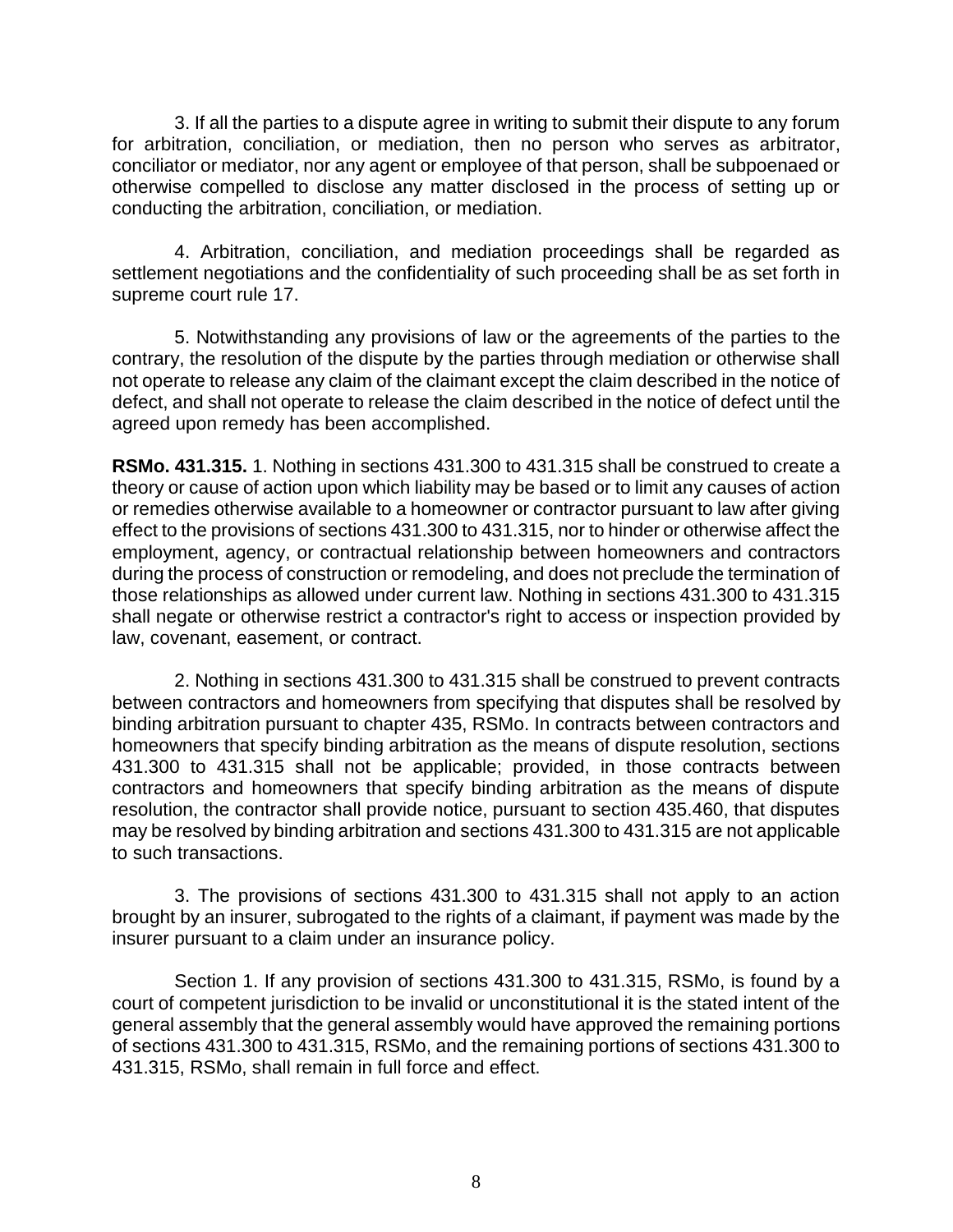3. If all the parties to a dispute agree in writing to submit their dispute to any forum for arbitration, conciliation, or mediation, then no person who serves as arbitrator, conciliator or mediator, nor any agent or employee of that person, shall be subpoenaed or otherwise compelled to disclose any matter disclosed in the process of setting up or conducting the arbitration, conciliation, or mediation.

4. Arbitration, conciliation, and mediation proceedings shall be regarded as settlement negotiations and the confidentiality of such proceeding shall be as set forth in supreme court rule 17.

5. Notwithstanding any provisions of law or the agreements of the parties to the contrary, the resolution of the dispute by the parties through mediation or otherwise shall not operate to release any claim of the claimant except the claim described in the notice of defect, and shall not operate to release the claim described in the notice of defect until the agreed upon remedy has been accomplished.

**RSMo. 431.315.** 1. Nothing in sections 431.300 to 431.315 shall be construed to create a theory or cause of action upon which liability may be based or to limit any causes of action or remedies otherwise available to a homeowner or contractor pursuant to law after giving effect to the provisions of sections 431.300 to 431.315, nor to hinder or otherwise affect the employment, agency, or contractual relationship between homeowners and contractors during the process of construction or remodeling, and does not preclude the termination of those relationships as allowed under current law. Nothing in sections 431.300 to 431.315 shall negate or otherwise restrict a contractor's right to access or inspection provided by law, covenant, easement, or contract.

2. Nothing in sections 431.300 to 431.315 shall be construed to prevent contracts between contractors and homeowners from specifying that disputes shall be resolved by binding arbitration pursuant to chapter 435, RSMo. In contracts between contractors and homeowners that specify binding arbitration as the means of dispute resolution, sections 431.300 to 431.315 shall not be applicable; provided, in those contracts between contractors and homeowners that specify binding arbitration as the means of dispute resolution, the contractor shall provide notice, pursuant to section 435.460, that disputes may be resolved by binding arbitration and sections 431.300 to 431.315 are not applicable to such transactions.

3. The provisions of sections 431.300 to 431.315 shall not apply to an action brought by an insurer, subrogated to the rights of a claimant, if payment was made by the insurer pursuant to a claim under an insurance policy.

Section 1. If any provision of sections 431.300 to 431.315, RSMo, is found by a court of competent jurisdiction to be invalid or unconstitutional it is the stated intent of the general assembly that the general assembly would have approved the remaining portions of sections 431.300 to 431.315, RSMo, and the remaining portions of sections 431.300 to 431.315, RSMo, shall remain in full force and effect.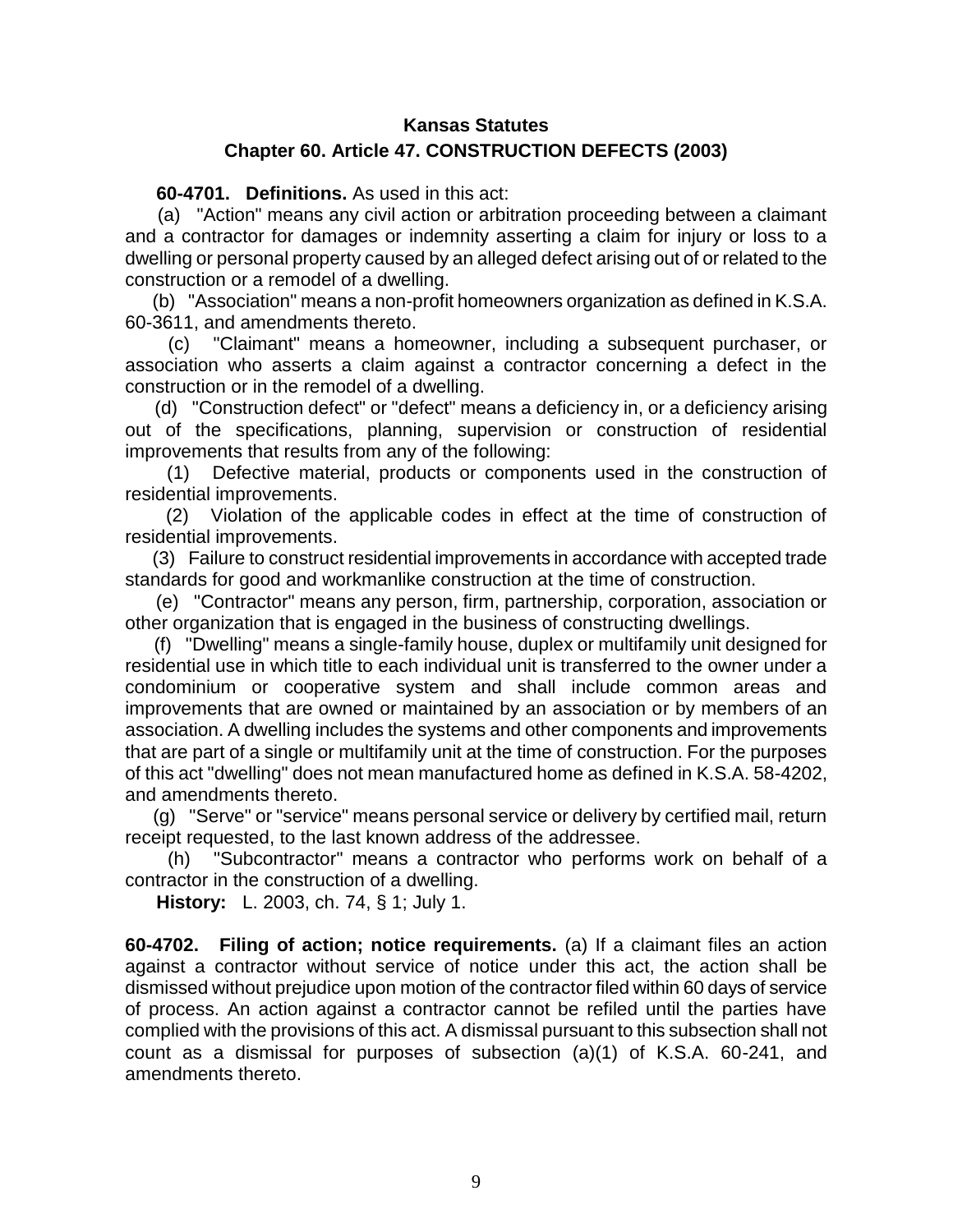## Kansas Statutes

## Chapter 60. Article 47. CONSTRUCTION DEFECTS (2003)

**60-4701. Definitions.** As used in this act:

(a) "Action" means any civil action or arbitration proceeding between a claimant and a contractor for damages or indemnity asserting a claim for injury or loss to a dwelling or personal property caused by an alleged defect arising out of or related to the construction or a remodel of a dwelling.

(b) "Association" means a non-profit homeowners organization as defined in K.S.A. 60-3611, and amendments thereto.

(c) "Claimant" means a homeowner, including a subsequent purchaser, or association who asserts a claim against a contractor concerning a defect in the construction or in the remodel of a dwelling.

(d) "Construction defect" or "defect" means a deficiency in, or a deficiency arising out of the specifications, planning, supervision or construction of residential improvements that results from any of the following:

(1) Defective material, products or components used in the construction of residential improvements.

(2) Violation of the applicable codes in effect at the time of construction of residential improvements.

(3) Failure to construct residential improvements in accordance with accepted trade standards for good and workmanlike construction at the time of construction.

(e) "Contractor" means any person, firm, partnership, corporation, association or other organization that is engaged in the business of constructing dwellings.

(f) "Dwelling" means a single-family house, duplex or multifamily unit designed for residential use in which title to each individual unit is transferred to the owner under a condominium or cooperative system and shall include common areas and improvements that are owned or maintained by an association or by members of an association. A dwelling includes the systems and other components and improvements that are part of a single or multifamily unit at the time of construction. For the purposes of this act "dwelling" does not mean manufactured home as defined in K.S.A. 58-4202, and amendments thereto.

(g) "Serve" or "service" means personal service or delivery by certified mail, return receipt requested, to the last known address of the addressee.

(h) "Subcontractor" means a contractor who performs work on behalf of a contractor in the construction of a dwelling.

**History:** L. 2003, ch. 74, § 1; July 1.

**60-4702. Filing of action; notice requirements.** (a) If a claimant files an action against a contractor without service of notice under this act, the action shall be dismissed without prejudice upon motion of the contractor filed within 60 days of service of process. An action against a contractor cannot be refiled until the parties have complied with the provisions of this act. A dismissal pursuant to this subsection shall not count as a dismissal for purposes of subsection (a)(1) of K.S.A. 60-241, and amendments thereto.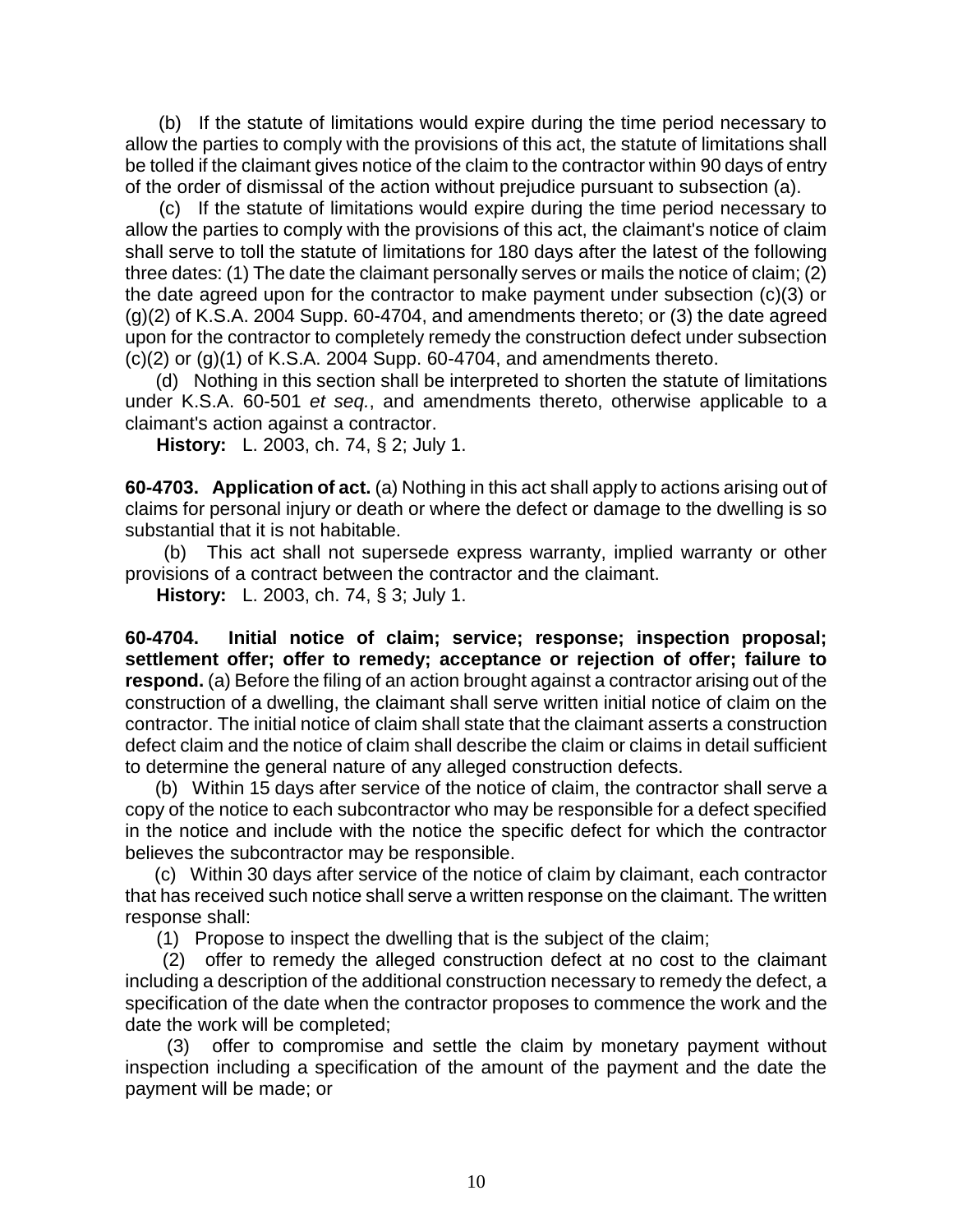(b) If the statute of limitations would expire during the time period necessary to allow the parties to comply with the provisions of this act, the statute of limitations shall be tolled if the claimant gives notice of the claim to the contractor within 90 days of entry of the order of dismissal of the action without prejudice pursuant to subsection (a).

(c) If the statute of limitations would expire during the time period necessary to allow the parties to comply with the provisions of this act, the claimant's notice of claim shall serve to toll the statute of limitations for 180 days after the latest of the following three dates: (1) The date the claimant personally serves or mails the notice of claim; (2) the date agreed upon for the contractor to make payment under subsection (c)(3) or (g)(2) of K.S.A. 2004 Supp. 60-4704, and amendments thereto; or (3) the date agreed upon for the contractor to completely remedy the construction defect under subsection (c)(2) or (g)(1) of K.S.A. 2004 Supp. 60-4704, and amendments thereto.

(d) Nothing in this section shall be interpreted to shorten the statute of limitations under K.S.A. 60-501 *et seq.*, and amendments thereto, otherwise applicable to a claimant's action against a contractor.

**History:** L. 2003, ch. 74, § 2; July 1.

**60-4703. Application of act.** (a) Nothing in this act shall apply to actions arising out of claims for personal injury or death or where the defect or damage to the dwelling is so substantial that it is not habitable.

(b) This act shall not supersede express warranty, implied warranty or other provisions of a contract between the contractor and the claimant.

**History:** L. 2003, ch. 74, § 3; July 1.

**60-4704. Initial notice of claim; service; response; inspection proposal; settlement offer; offer to remedy; acceptance or rejection of offer; failure to respond.** (a) Before the filing of an action brought against a contractor arising out of the construction of a dwelling, the claimant shall serve written initial notice of claim on the contractor. The initial notice of claim shall state that the claimant asserts a construction defect claim and the notice of claim shall describe the claim or claims in detail sufficient to determine the general nature of any alleged construction defects.

(b) Within 15 days after service of the notice of claim, the contractor shall serve a copy of the notice to each subcontractor who may be responsible for a defect specified in the notice and include with the notice the specific defect for which the contractor believes the subcontractor may be responsible.

(c) Within 30 days after service of the notice of claim by claimant, each contractor that has received such notice shall serve a written response on the claimant. The written response shall:

(1) Propose to inspect the dwelling that is the subject of the claim;

(2) offer to remedy the alleged construction defect at no cost to the claimant including a description of the additional construction necessary to remedy the defect, a specification of the date when the contractor proposes to commence the work and the date the work will be completed;

(3) offer to compromise and settle the claim by monetary payment without inspection including a specification of the amount of the payment and the date the payment will be made; or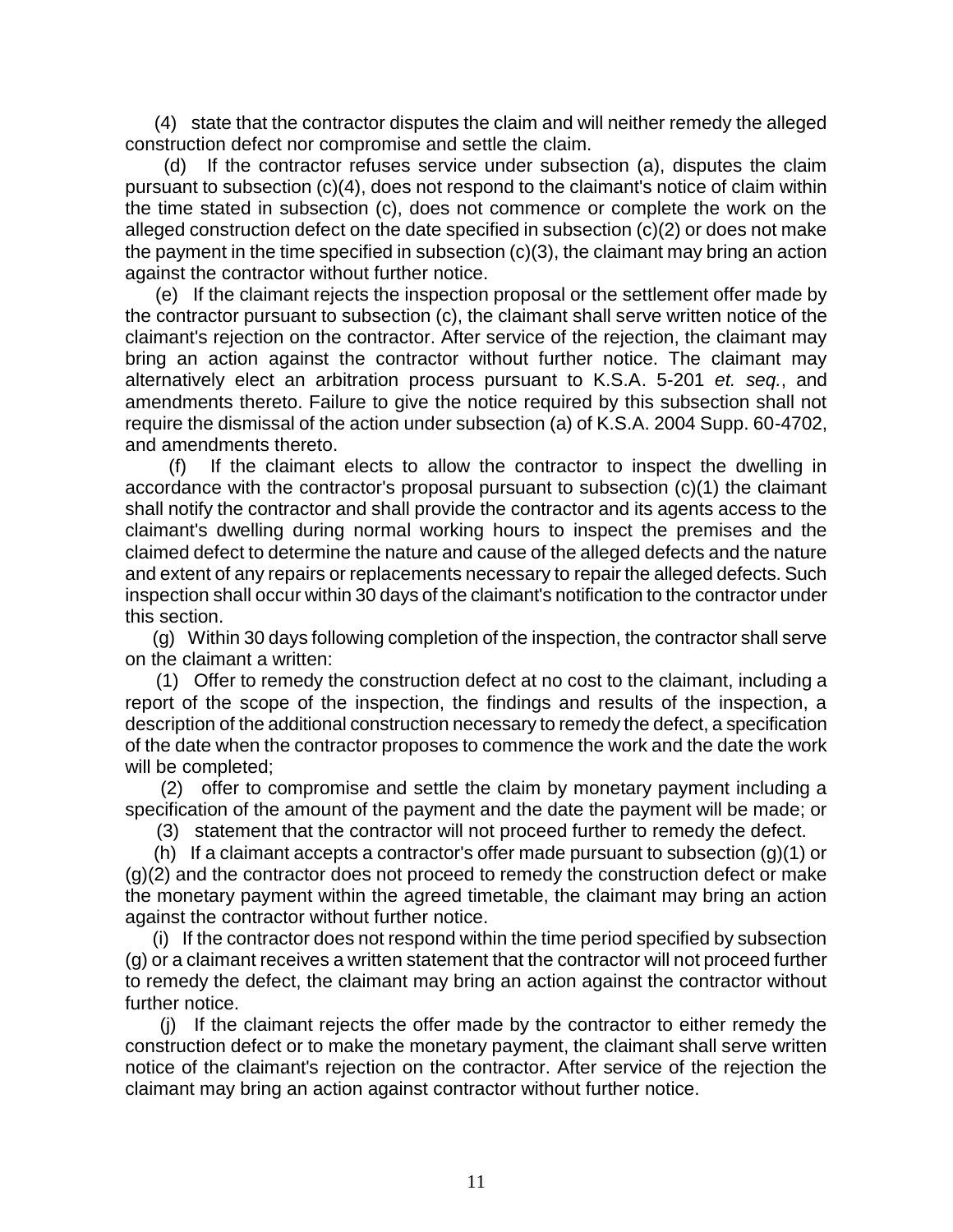(4) state that the contractor disputes the claim and will neither remedy the alleged construction defect nor compromise and settle the claim.

(d) If the contractor refuses service under subsection (a), disputes the claim pursuant to subsection (c)(4), does not respond to the claimant's notice of claim within the time stated in subsection (c), does not commence or complete the work on the alleged construction defect on the date specified in subsection (c)(2) or does not make the payment in the time specified in subsection (c)(3), the claimant may bring an action against the contractor without further notice.

(e) If the claimant rejects the inspection proposal or the settlement offer made by the contractor pursuant to subsection (c), the claimant shall serve written notice of the claimant's rejection on the contractor. After service of the rejection, the claimant may bring an action against the contractor without further notice. The claimant may alternatively elect an arbitration process pursuant to K.S.A. 5-201 *et. seq.*, and amendments thereto. Failure to give the notice required by this subsection shall not require the dismissal of the action under subsection (a) of K.S.A. 2004 Supp. 60-4702, and amendments thereto.

(f) If the claimant elects to allow the contractor to inspect the dwelling in accordance with the contractor's proposal pursuant to subsection (c)(1) the claimant shall notify the contractor and shall provide the contractor and its agents access to the claimant's dwelling during normal working hours to inspect the premises and the claimed defect to determine the nature and cause of the alleged defects and the nature and extent of any repairs or replacements necessary to repair the alleged defects. Such inspection shall occur within 30 days of the claimant's notification to the contractor under this section.

(g) Within 30 days following completion of the inspection, the contractor shall serve on the claimant a written:

(1) Offer to remedy the construction defect at no cost to the claimant, including a report of the scope of the inspection, the findings and results of the inspection, a description of the additional construction necessary to remedy the defect, a specification of the date when the contractor proposes to commence the work and the date the work will be completed;

(2) offer to compromise and settle the claim by monetary payment including a specification of the amount of the payment and the date the payment will be made; or

(3) statement that the contractor will not proceed further to remedy the defect.

(h) If a claimant accepts a contractor's offer made pursuant to subsection (g)(1) or (g)(2) and the contractor does not proceed to remedy the construction defect or make the monetary payment within the agreed timetable, the claimant may bring an action against the contractor without further notice.

(i) If the contractor does not respond within the time period specified by subsection (g) or a claimant receives a written statement that the contractor will not proceed further to remedy the defect, the claimant may bring an action against the contractor without further notice.

(j) If the claimant rejects the offer made by the contractor to either remedy the construction defect or to make the monetary payment, the claimant shall serve written notice of the claimant's rejection on the contractor. After service of the rejection the claimant may bring an action against contractor without further notice.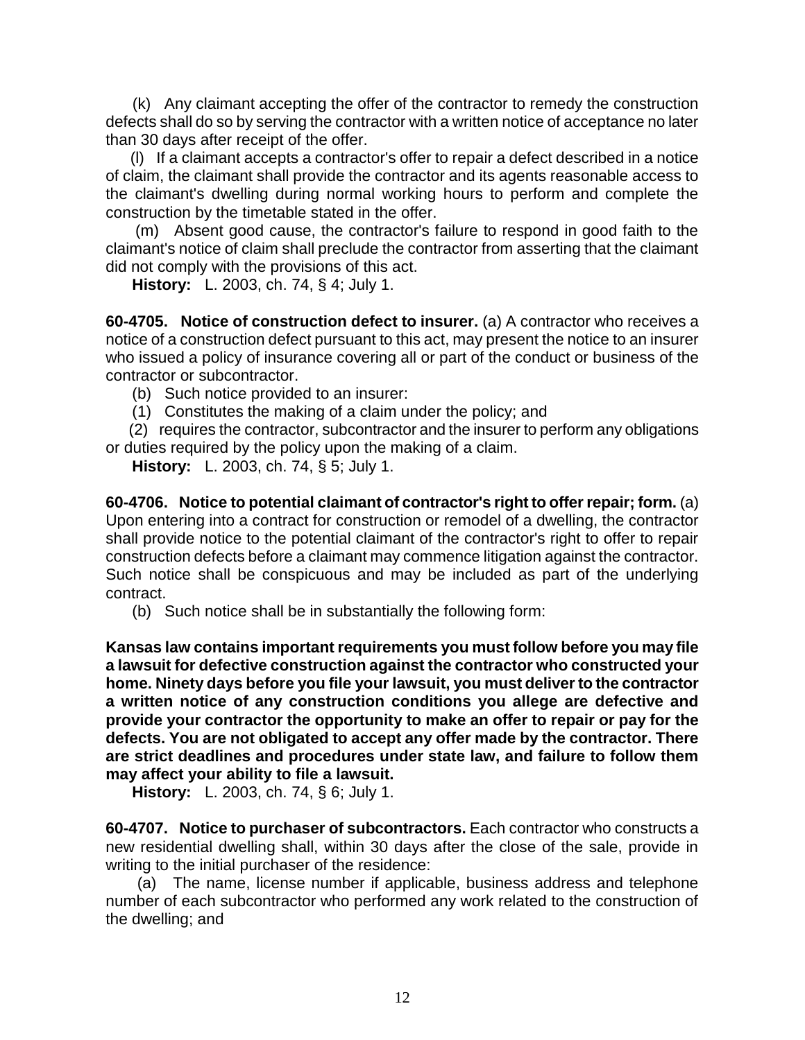(k) Any claimant accepting the offer of the contractor to remedy the construction defects shall do so by serving the contractor with a written notice of acceptance no later than 30 days after receipt of the offer.

(l) If a claimant accepts a contractor's offer to repair a defect described in a notice of claim, the claimant shall provide the contractor and its agents reasonable access to the claimant's dwelling during normal working hours to perform and complete the construction by the timetable stated in the offer.

(m) Absent good cause, the contractor's failure to respond in good faith to the claimant's notice of claim shall preclude the contractor from asserting that the claimant did not comply with the provisions of this act.

**History:** L. 2003, ch. 74, § 4; July 1.

**60-4705. Notice of construction defect to insurer.** (a) A contractor who receives a notice of a construction defect pursuant to this act, may present the notice to an insurer who issued a policy of insurance covering all or part of the conduct or business of the contractor or subcontractor.

(b) Such notice provided to an insurer:

(1) Constitutes the making of a claim under the policy; and

(2) requires the contractor, subcontractor and the insurer to perform any obligations or duties required by the policy upon the making of a claim.

**History:** L. 2003, ch. 74, § 5; July 1.

**60-4706. Notice to potential claimant of contractor's right to offer repair; form.** (a) Upon entering into a contract for construction or remodel of a dwelling, the contractor shall provide notice to the potential claimant of the contractor's right to offer to repair construction defects before a claimant may commence litigation against the contractor. Such notice shall be conspicuous and may be included as part of the underlying contract.

(b) Such notice shall be in substantially the following form:

**Kansas law contains important requirements you must follow before you may file a lawsuit for defective construction against the contractor who constructed your home. Ninety days before you file your lawsuit, you must deliver to the contractor a written notice of any construction conditions you allege are defective and provide your contractor the opportunity to make an offer to repair or pay for the defects. You are not obligated to accept any offer made by the contractor. There are strict deadlines and procedures under state law, and failure to follow them may affect your ability to file a lawsuit.**

**History:** L. 2003, ch. 74, § 6; July 1.

**60-4707. Notice to purchaser of subcontractors.** Each contractor who constructs a new residential dwelling shall, within 30 days after the close of the sale, provide in writing to the initial purchaser of the residence:

(a) The name, license number if applicable, business address and telephone number of each subcontractor who performed any work related to the construction of the dwelling; and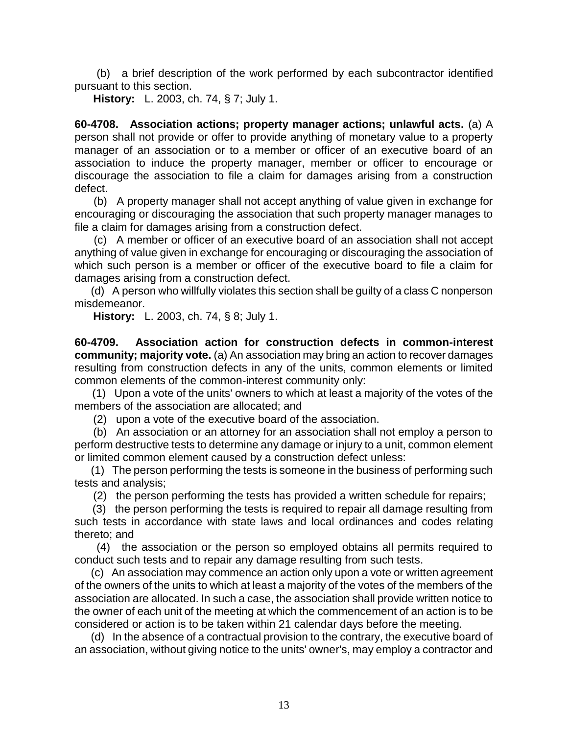(b) a brief description of the work performed by each subcontractor identified pursuant to this section.

**History:** L. 2003, ch. 74, § 7; July 1.

**60-4708. Association actions; property manager actions; unlawful acts.** (a) A person shall not provide or offer to provide anything of monetary value to a property manager of an association or to a member or officer of an executive board of an association to induce the property manager, member or officer to encourage or discourage the association to file a claim for damages arising from a construction defect.

(b) A property manager shall not accept anything of value given in exchange for encouraging or discouraging the association that such property manager manages to file a claim for damages arising from a construction defect.

(c) A member or officer of an executive board of an association shall not accept anything of value given in exchange for encouraging or discouraging the association of which such person is a member or officer of the executive board to file a claim for damages arising from a construction defect.

(d) A person who willfully violates this section shall be guilty of a class C nonperson misdemeanor.

**History:** L. 2003, ch. 74, § 8; July 1.

**60-4709. Association action for construction defects in common-interest community; majority vote.** (a) An association may bring an action to recover damages resulting from construction defects in any of the units, common elements or limited common elements of the common-interest community only:

(1) Upon a vote of the units' owners to which at least a majority of the votes of the members of the association are allocated; and

(2) upon a vote of the executive board of the association.

(b) An association or an attorney for an association shall not employ a person to perform destructive tests to determine any damage or injury to a unit, common element or limited common element caused by a construction defect unless:

(1) The person performing the tests is someone in the business of performing such tests and analysis;

(2) the person performing the tests has provided a written schedule for repairs;

(3) the person performing the tests is required to repair all damage resulting from such tests in accordance with state laws and local ordinances and codes relating thereto; and

(4) the association or the person so employed obtains all permits required to conduct such tests and to repair any damage resulting from such tests.

(c) An association may commence an action only upon a vote or written agreement of the owners of the units to which at least a majority of the votes of the members of the association are allocated. In such a case, the association shall provide written notice to the owner of each unit of the meeting at which the commencement of an action is to be considered or action is to be taken within 21 calendar days before the meeting.

(d) In the absence of a contractual provision to the contrary, the executive board of an association, without giving notice to the units' owner's, may employ a contractor and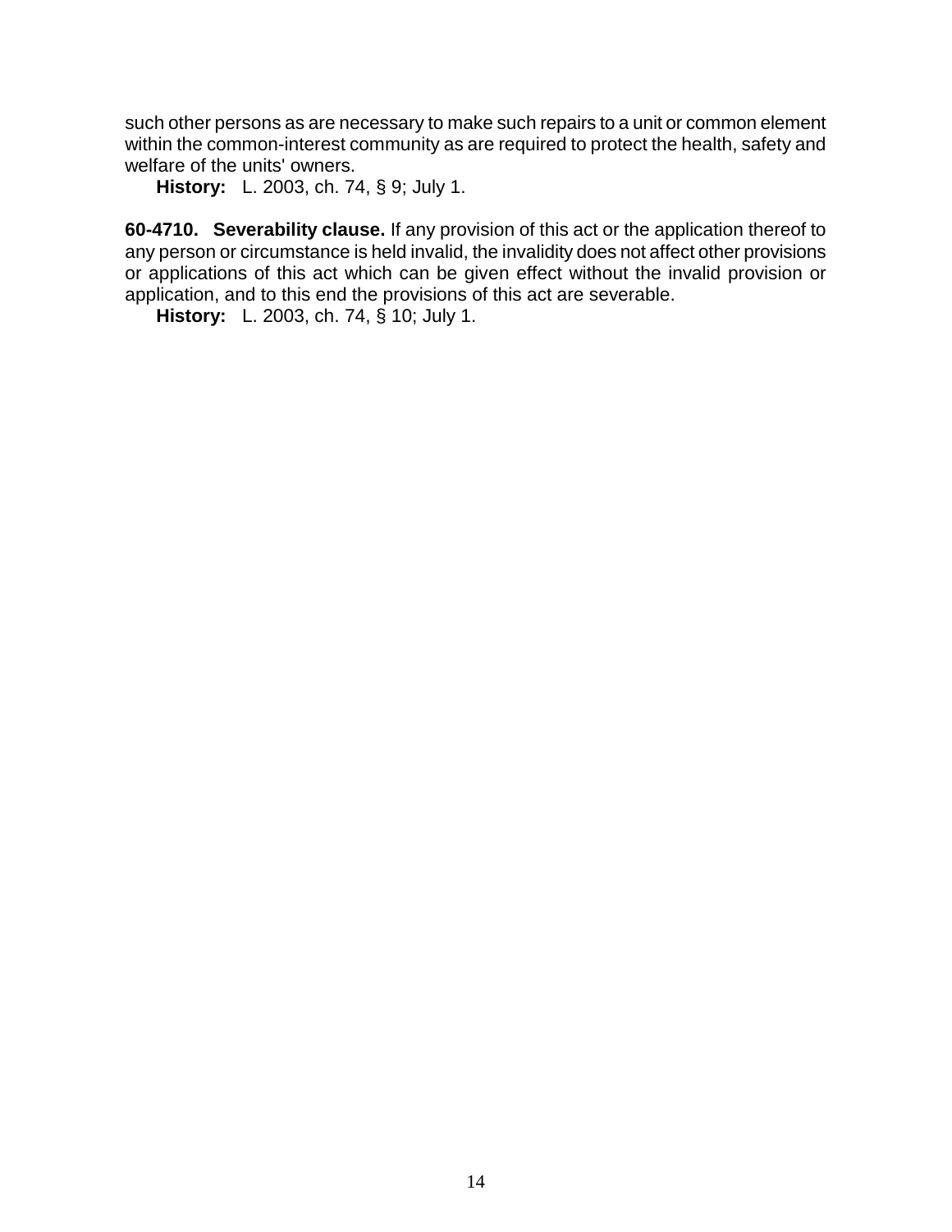such other persons as are necessary to make such repairs to a unit or common element within the common-interest community as are required to protect the health, safety and welfare of the units' owners.

**History:** L. 2003, ch. 74, § 9; July 1.

**60-4710. Severability clause.** If any provision of this act or the application thereof to any person or circumstance is held invalid, the invalidity does not affect other provisions or applications of this act which can be given effect without the invalid provision or application, and to this end the provisions of this act are severable.

**History:** L. 2003, ch. 74, § 10; July 1.